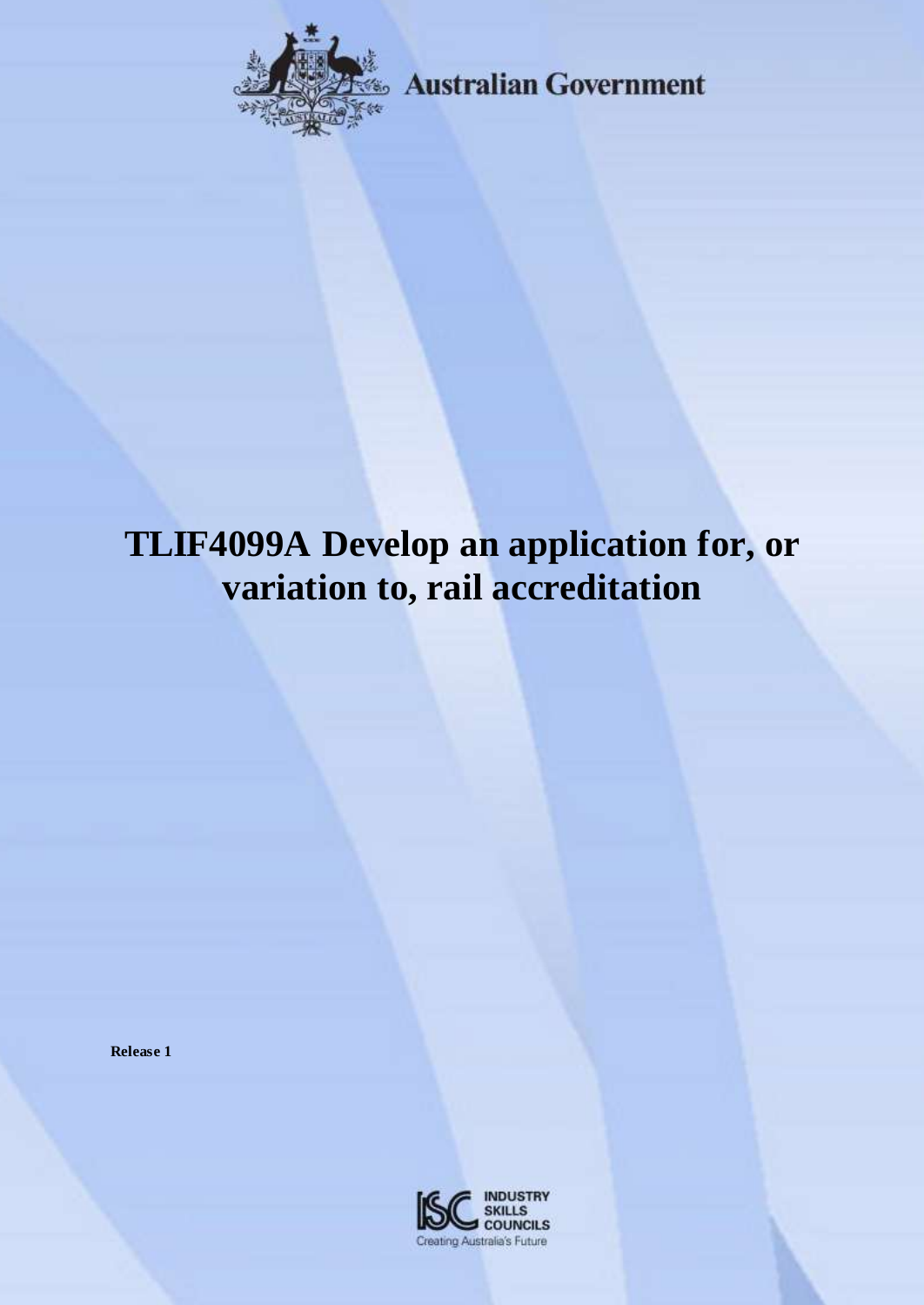Australian Government

# TLIF4099A Develop an application for, or variation to, rail accreditation

**Release 1**

INDUSTRY SKILLS COUNCILS
Creating Australia's Future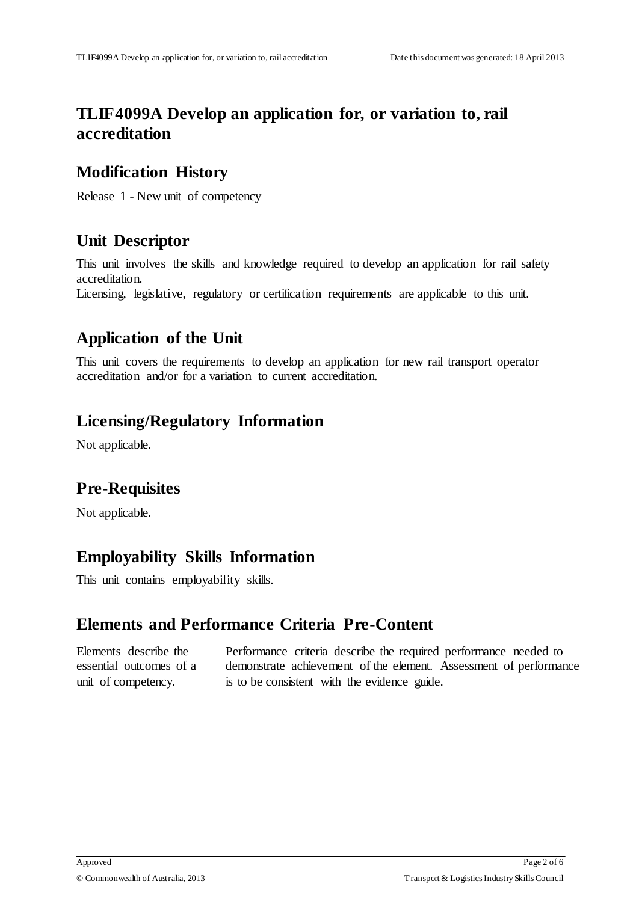# TLIF4099A Develop an application for, or variation to, rail accreditation

## Modification History

Release 1 - New unit of competency

## Unit Descriptor

This unit involves the skills and knowledge required to develop an application for rail safety accreditation.
Licensing, legislative, regulatory or certification requirements are applicable to this unit.

## Application of the Unit

This unit covers the requirements to develop an application for new rail transport operator accreditation and/or for a variation to current accreditation.

## Licensing/Regulatory Information

Not applicable.

## Pre-Requisites

Not applicable.

## Employability Skills Information

This unit contains employability skills.

## Elements and Performance Criteria Pre-Content

| | |
|---|---|
| Elements describe the essential outcomes of a unit of competency. | Performance criteria describe the required performance needed to demonstrate achievement of the element. Assessment of performance is to be consistent with the evidence guide. |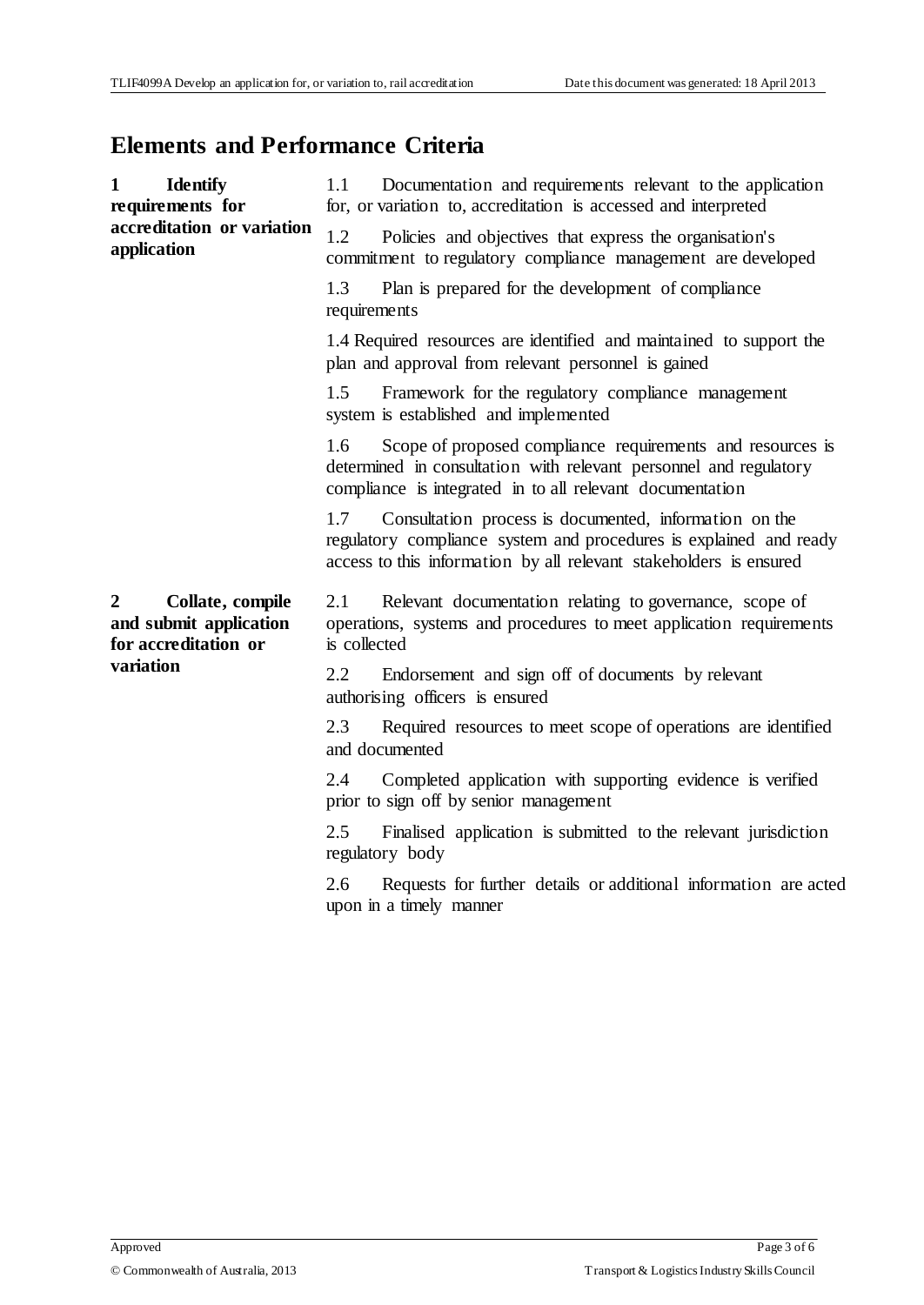## Elements and Performance Criteria

| Element | Performance Criteria |
| --- | --- |
| **1 Identify requirements for accreditation or variation application** | 1.1 Documentation and requirements relevant to the application for, or variation to, accreditation is accessed and interpreted |
| | 1.2 Policies and objectives that express the organisation's commitment to regulatory compliance management are developed |
| | 1.3 Plan is prepared for the development of compliance requirements |
| | 1.4 Required resources are identified and maintained to support the plan and approval from relevant personnel is gained |
| | 1.5 Framework for the regulatory compliance management system is established and implemented |
| | 1.6 Scope of proposed compliance requirements and resources is determined in consultation with relevant personnel and regulatory compliance is integrated in to all relevant documentation |
| | 1.7 Consultation process is documented, information on the regulatory compliance system and procedures is explained and ready access to this information by all relevant stakeholders is ensured |
| **2 Collate, compile and submit application for accreditation or variation** | 2.1 Relevant documentation relating to governance, scope of operations, systems and procedures to meet application requirements is collected |
| | 2.2 Endorsement and sign off of documents by relevant authorising officers is ensured |
| | 2.3 Required resources to meet scope of operations are identified and documented |
| | 2.4 Completed application with supporting evidence is verified prior to sign off by senior management |
| | 2.5 Finalised application is submitted to the relevant jurisdiction regulatory body |
| | 2.6 Requests for further details or additional information are acted upon in a timely manner |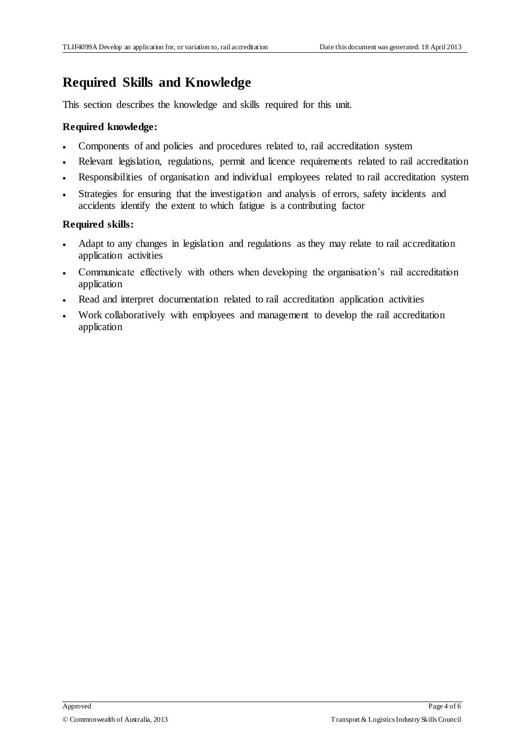## Required Skills and Knowledge

This section describes the knowledge and skills required for this unit.

**Required knowledge:**

- Components of and policies and procedures related to, rail accreditation system
- Relevant legislation, regulations, permit and licence requirements related to rail accreditation
- Responsibilities of organisation and individual employees related to rail accreditation system
- Strategies for ensuring that the investigation and analysis of errors, safety incidents and accidents identify the extent to which fatigue is a contributing factor

**Required skills:**

- Adapt to any changes in legislation and regulations as they may relate to rail accreditation application activities
- Communicate effectively with others when developing the organisation's rail accreditation application
- Read and interpret documentation related to rail accreditation application activities
- Work collaboratively with employees and management to develop the rail accreditation application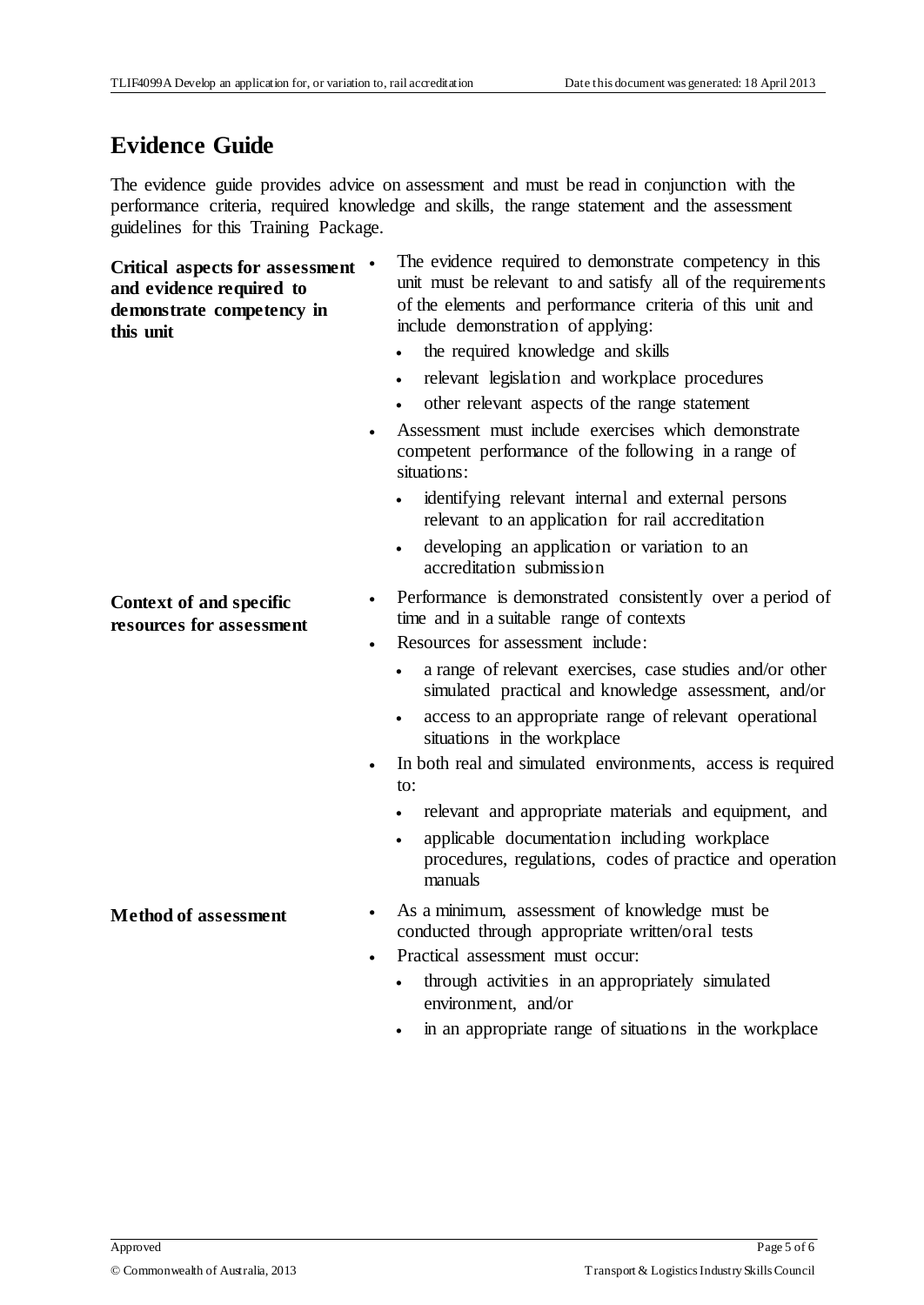## Evidence Guide

The evidence guide provides advice on assessment and must be read in conjunction with the performance criteria, required knowledge and skills, the range statement and the assessment guidelines for this Training Package.

| | |
|---|---|
| **Critical aspects for assessment and evidence required to demonstrate competency in this unit** | • The evidence required to demonstrate competency in this unit must be relevant to and satisfy all of the requirements of the elements and performance criteria of this unit and include demonstration of applying:<br>  • the required knowledge and skills<br>  • relevant legislation and workplace procedures<br>  • other relevant aspects of the range statement<br>• Assessment must include exercises which demonstrate competent performance of the following in a range of situations:<br>  • identifying relevant internal and external persons relevant to an application for rail accreditation<br>  • developing an application or variation to an accreditation submission |
| **Context of and specific resources for assessment** | • Performance is demonstrated consistently over a period of time and in a suitable range of contexts<br>• Resources for assessment include:<br>  • a range of relevant exercises, case studies and/or other simulated practical and knowledge assessment, and/or<br>  • access to an appropriate range of relevant operational situations in the workplace<br>• In both real and simulated environments, access is required to:<br>  • relevant and appropriate materials and equipment, and<br>  • applicable documentation including workplace procedures, regulations, codes of practice and operation manuals |
| **Method of assessment** | • As a minimum, assessment of knowledge must be conducted through appropriate written/oral tests<br>• Practical assessment must occur:<br>  • through activities in an appropriately simulated environment, and/or<br>  • in an appropriate range of situations in the workplace |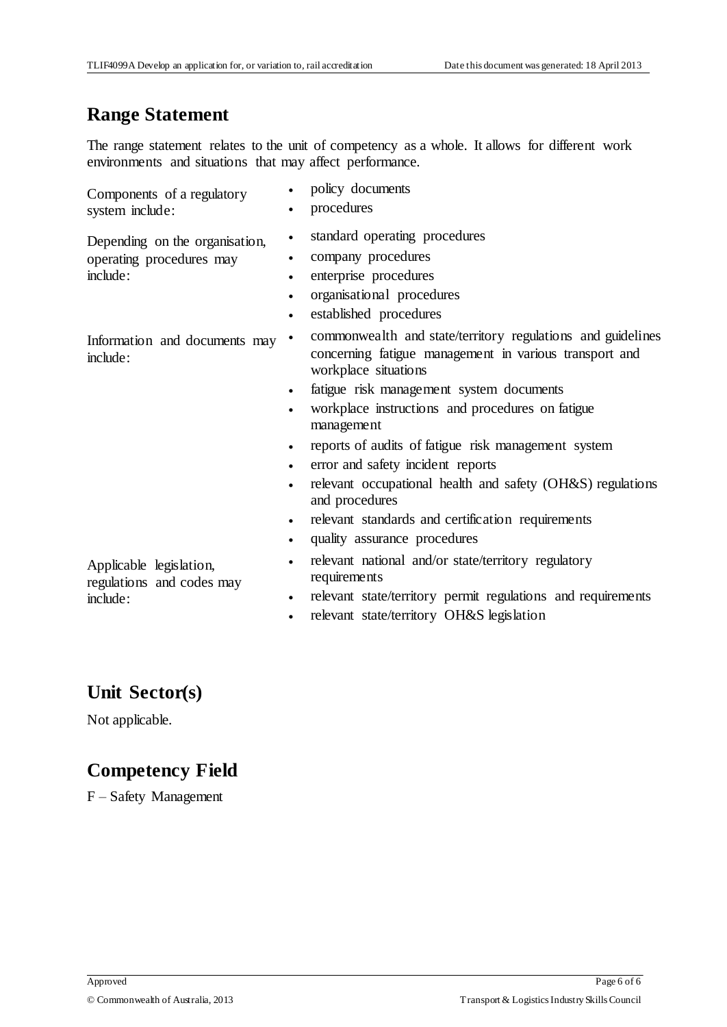## Range Statement

The range statement relates to the unit of competency as a whole. It allows for different work environments and situations that may affect performance.

| | |
|---|---|
| Components of a regulatory system include: | • policy documents<br>• procedures |
| Depending on the organisation, operating procedures may include: | • standard operating procedures<br>• company procedures<br>• enterprise procedures<br>• organisational procedures<br>• established procedures |
| Information and documents may include: | • commonwealth and state/territory regulations and guidelines concerning fatigue management in various transport and workplace situations<br>• fatigue risk management system documents<br>• workplace instructions and procedures on fatigue management<br>• reports of audits of fatigue risk management system<br>• error and safety incident reports<br>• relevant occupational health and safety (OH&S) regulations and procedures<br>• relevant standards and certification requirements<br>• quality assurance procedures |
| Applicable legislation, regulations and codes may include: | • relevant national and/or state/territory regulatory requirements<br>• relevant state/territory permit regulations and requirements<br>• relevant state/territory OH&S legislation |

## Unit Sector(s)

Not applicable.

## Competency Field

F – Safety Management